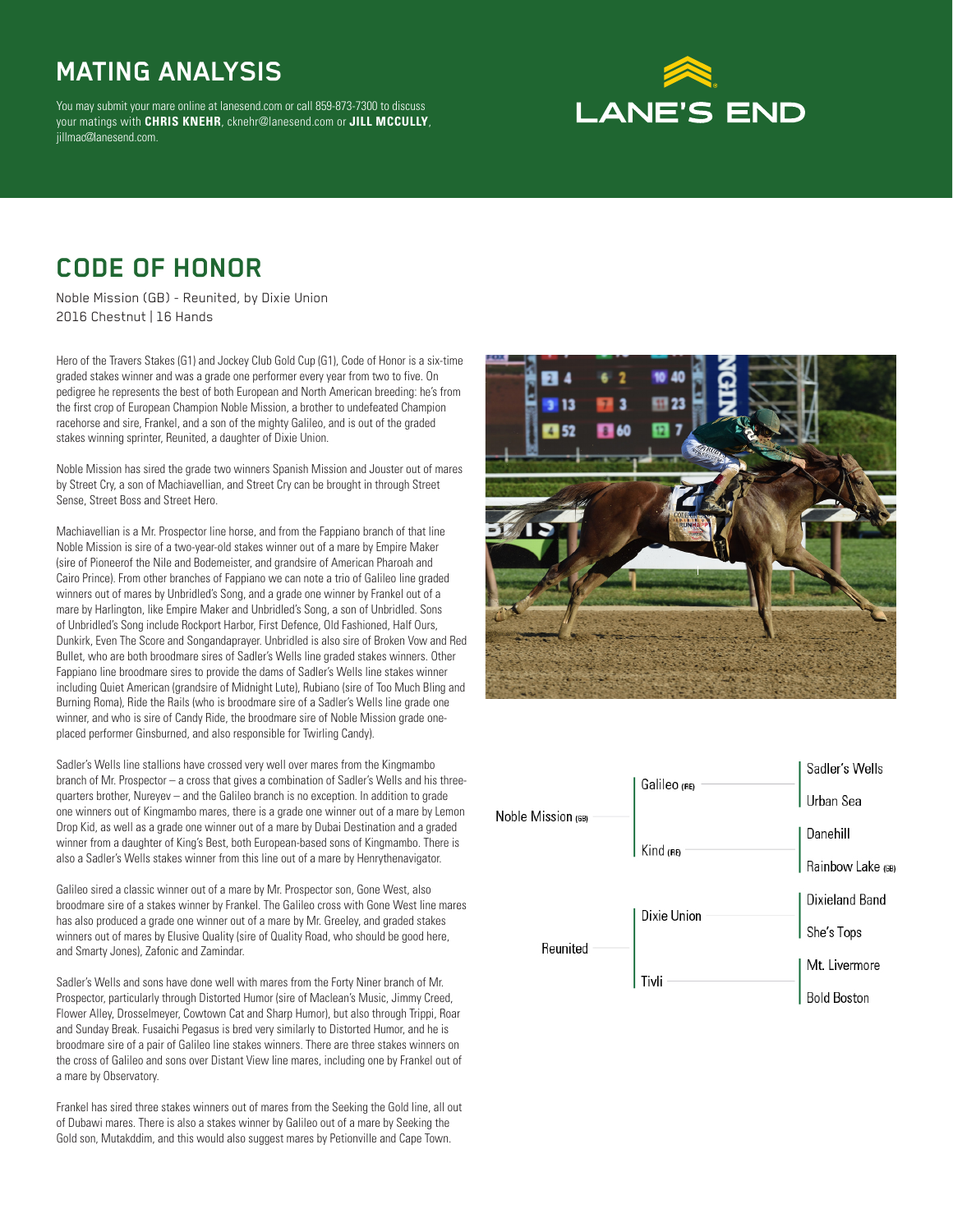# MATING ANALYSIS

You may submit your mare online at lanesend.com or call 859-873-7300 to discuss your matings with **CHRIS KNEHR**, cknehr@lanesend.com or **JILL MCCULLY**, jillmac@lanesend.com.

LANE'S END

## CODE OF HONOR

Noble Mission (GB) - Reunited, by Dixie Union
2016 Chestnut | 16 Hands

Hero of the Travers Stakes (G1) and Jockey Club Gold Cup (G1), Code of Honor is a six-time graded stakes winner and was a grade one performer every year from two to five. On pedigree he represents the best of both European and North American breeding: he's from the first crop of European Champion Noble Mission, a brother to undefeated Champion racehorse and sire, Frankel, and a son of the mighty Galileo, and is out of the graded stakes winning sprinter, Reunited, a daughter of Dixie Union.

Noble Mission has sired the grade two winners Spanish Mission and Jouster out of mares by Street Cry, a son of Machiavellian, and Street Cry can be brought in through Street Sense, Street Boss and Street Hero.

Machiavellian is a Mr. Prospector line horse, and from the Fappiano branch of that line Noble Mission is sire of a two-year-old stakes winner out of a mare by Empire Maker (sire of Pioneerof the Nile and Bodemeister, and grandsire of American Pharoah and Cairo Prince). From other branches of Fappiano we can note a trio of Galileo line graded winners out of mares by Unbridled's Song, and a grade one winner by Frankel out of a mare by Harlington, like Empire Maker and Unbridled's Song, a son of Unbridled. Sons of Unbridled's Song include Rockport Harbor, First Defence, Old Fashioned, Half Ours, Dunkirk, Even The Score and Songandaprayer. Unbridled is also sire of Broken Vow and Red Bullet, who are both broodmare sires of Sadler's Wells line graded stakes winners. Other Fappiano line broodmare sires to provide the dams of Sadler's Wells line stakes winner including Quiet American (grandsire of Midnight Lute), Rubiano (sire of Too Much Bling and Burning Roma), Ride the Rails (who is broodmare sire of a Sadler's Wells line grade one winner, and who is sire of Candy Ride, the broodmare sire of Noble Mission grade one-placed performer Ginsburned, and also responsible for Twirling Candy).

Sadler's Wells line stallions have crossed very well over mares from the Kingmambo branch of Mr. Prospector – a cross that gives a combination of Sadler's Wells and his three-quarters brother, Nureyev – and the Galileo branch is no exception. In addition to grade one winners out of Kingmambo mares, there is a grade one winner out of a mare by Lemon Drop Kid, as well as a grade one winner out of a mare by Dubai Destination and a graded winner from a daughter of King's Best, both European-based sons of Kingmambo. There is also a Sadler's Wells stakes winner from this line out of a mare by Henrythenavigator.

Galileo sired a classic winner out of a mare by Mr. Prospector son, Gone West, also broodmare sire of a stakes winner by Frankel. The Galileo cross with Gone West line mares has also produced a grade one winner out of a mare by Mr. Greeley, and graded stakes winners out of mares by Elusive Quality (sire of Quality Road, who should be good here, and Smarty Jones), Zafonic and Zamindar.

Sadler's Wells and sons have done well with mares from the Forty Niner branch of Mr. Prospector, particularly through Distorted Humor (sire of Maclean's Music, Jimmy Creed, Flower Alley, Drosselmeyer, Cowtown Cat and Sharp Humor), but also through Trippi, Roar and Sunday Break. Fusaichi Pegasus is bred very similarly to Distorted Humor, and he is broodmare sire of a pair of Galileo line stakes winners. There are three stakes winners on the cross of Galileo and sons over Distant View line mares, including one by Frankel out of a mare by Observatory.

Frankel has sired three stakes winners out of mares from the Seeking the Gold line, all out of Dubawi mares. There is also a stakes winner by Galileo out of a mare by Seeking the Gold son, Mutakddim, and this would also suggest mares by Petionville and Cape Town.

| | | |
|---|---|---|
| Noble Mission (GB) | Galileo (IRE) | Sadler's Wells |
| | | Urban Sea |
| | Kind (IRE) | Danehill |
| | | Rainbow Lake (GB) |
| Reunited | Dixie Union | Dixieland Band |
| | | She's Tops |
| | Tivli | Mt. Livermore |
| | | Bold Boston |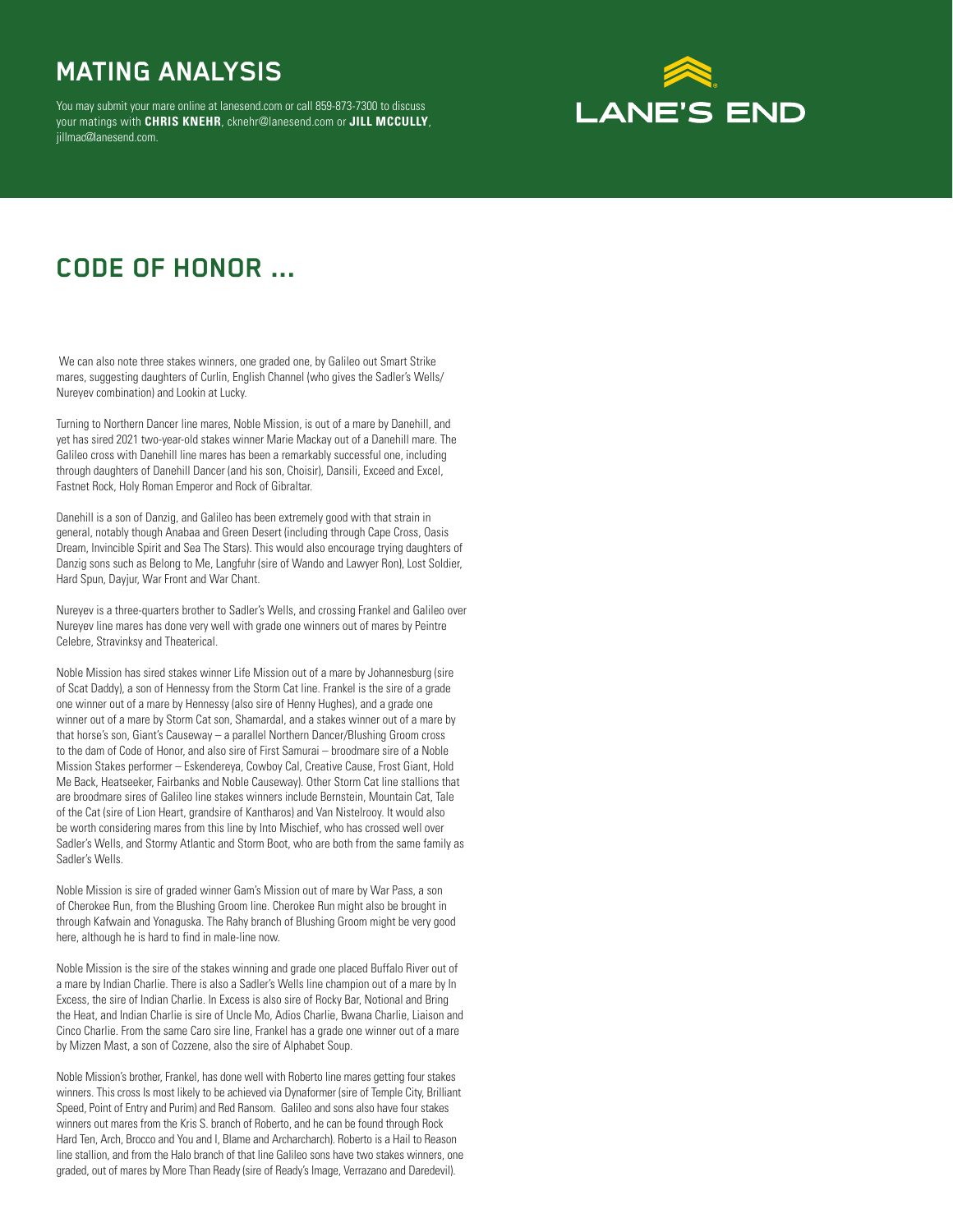## MATING ANALYSIS

You may submit your mare online at lanesend.com or call 859-873-7300 to discuss your matings with **CHRIS KNEHR**, cknehr@lanesend.com or **JILL MCCULLY**, jillmac@lanesend.com.

LANE'S END

# CODE OF HONOR ...

We can also note three stakes winners, one graded one, by Galileo out Smart Strike mares, suggesting daughters of Curlin, English Channel (who gives the Sadler's Wells/Nureyev combination) and Lookin at Lucky.

Turning to Northern Dancer line mares, Noble Mission, is out of a mare by Danehill, and yet has sired 2021 two-year-old stakes winner Marie Mackay out of a Danehill mare. The Galileo cross with Danehill line mares has been a remarkably successful one, including through daughters of Danehill Dancer (and his son, Choisir), Dansili, Exceed and Excel, Fastnet Rock, Holy Roman Emperor and Rock of Gibraltar.

Danehill is a son of Danzig, and Galileo has been extremely good with that strain in general, notably though Anabaa and Green Desert (including through Cape Cross, Oasis Dream, Invincible Spirit and Sea The Stars). This would also encourage trying daughters of Danzig sons such as Belong to Me, Langfuhr (sire of Wando and Lawyer Ron), Lost Soldier, Hard Spun, Dayjur, War Front and War Chant.

Nureyev is a three-quarters brother to Sadler's Wells, and crossing Frankel and Galileo over Nureyev line mares has done very well with grade one winners out of mares by Peintre Celebre, Stravinksy and Theatrical.

Noble Mission has sired stakes winner Life Mission out of a mare by Johannesburg (sire of Scat Daddy), a son of Hennessy from the Storm Cat line. Frankel is the sire of a grade one winner out of a mare by Hennessy (also sire of Henny Hughes), and a grade one winner out of a mare by Storm Cat son, Shamardal, and a stakes winner out of a mare by that horse's son, Giant's Causeway – a parallel Northern Dancer/Blushing Groom cross to the dam of Code of Honor, and also sire of First Samurai – broodmare sire of a Noble Mission Stakes performer – Eskendereya, Cowboy Cal, Creative Cause, Frost Giant, Hold Me Back, Heatseeker, Fairbanks and Noble Causeway). Other Storm Cat line stallions that are broodmare sires of Galileo line stakes winners include Bernstein, Mountain Cat, Tale of the Cat (sire of Lion Heart, grandsire of Kantharos) and Van Nistelrooy. It would also be worth considering mares from this line by Into Mischief, who has crossed well over Sadler's Wells, and Stormy Atlantic and Storm Boot, who are both from the same family as Sadler's Wells.

Noble Mission is sire of graded winner Gam's Mission out of mare by War Pass, a son of Cherokee Run, from the Blushing Groom line. Cherokee Run might also be brought in through Kafwain and Yonaguska. The Rahy branch of Blushing Groom might be very good here, although he is hard to find in male-line now.

Noble Mission is the sire of the stakes winning and grade one placed Buffalo River out of a mare by Indian Charlie. There is also a Sadler's Wells line champion out of a mare by In Excess, the sire of Indian Charlie. In Excess is also sire of Rocky Bar, Notional and Bring the Heat, and Indian Charlie is sire of Uncle Mo, Adios Charlie, Bwana Charlie, Liaison and Cinco Charlie. From the same Caro sire line, Frankel has a grade one winner out of a mare by Mizzen Mast, a son of Cozzene, also the sire of Alphabet Soup.

Noble Mission's brother, Frankel, has done well with Roberto line mares getting four stakes winners. This cross Is most likely to be achieved via Dynaformer (sire of Temple City, Brilliant Speed, Point of Entry and Purim) and Red Ransom. Galileo and sons also have four stakes winners out mares from the Kris S. branch of Roberto, and he can be found through Rock Hard Ten, Arch, Brocco and You and I, Blame and Archarcharch). Roberto is a Hail to Reason line stallion, and from the Halo branch of that line Galileo sons have two stakes winners, one graded, out of mares by More Than Ready (sire of Ready's Image, Verrazano and Daredevil).